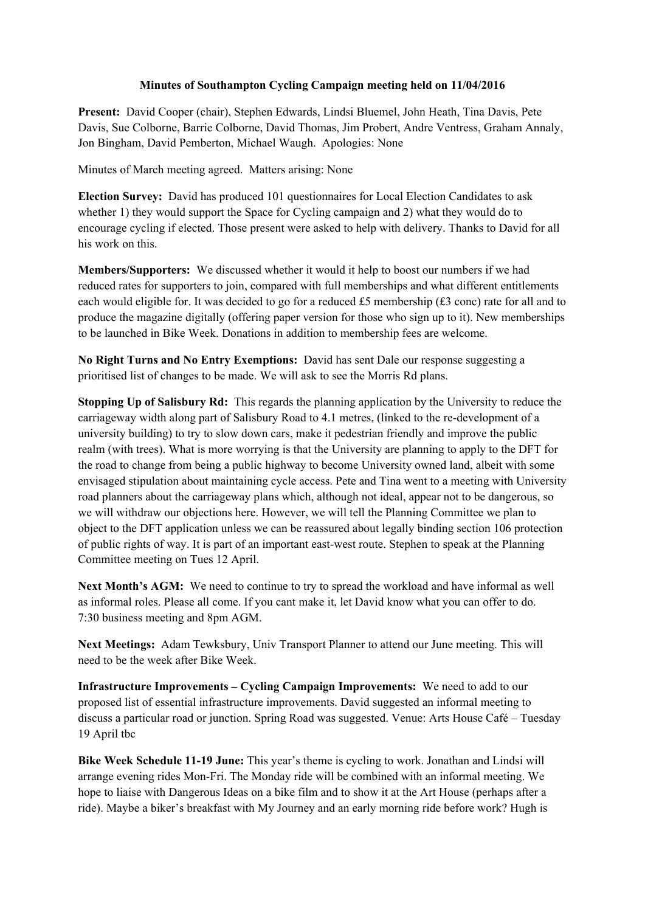# Minutes of Southampton Cycling Campaign meeting held on 11/04/2016

**Present:** David Cooper (chair), Stephen Edwards, Lindsi Bluemel, John Heath, Tina Davis, Pete Davis, Sue Colborne, Barrie Colborne, David Thomas, Jim Probert, Andre Ventress, Graham Annaly, Jon Bingham, David Pemberton, Michael Waugh. Apologies: None

Minutes of March meeting agreed. Matters arising: None

**Election Survey:** David has produced 101 questionnaires for Local Election Candidates to ask whether 1) they would support the Space for Cycling campaign and 2) what they would do to encourage cycling if elected. Those present were asked to help with delivery. Thanks to David for all his work on this.

**Members/Supporters:** We discussed whether it would it help to boost our numbers if we had reduced rates for supporters to join, compared with full memberships and what different entitlements each would eligible for. It was decided to go for a reduced £5 membership (£3 conc) rate for all and to produce the magazine digitally (offering paper version for those who sign up to it). New memberships to be launched in Bike Week. Donations in addition to membership fees are welcome.

**No Right Turns and No Entry Exemptions:** David has sent Dale our response suggesting a prioritised list of changes to be made. We will ask to see the Morris Rd plans.

**Stopping Up of Salisbury Rd:** This regards the planning application by the University to reduce the carriageway width along part of Salisbury Road to 4.1 metres, (linked to the re-development of a university building) to try to slow down cars, make it pedestrian friendly and improve the public realm (with trees). What is more worrying is that the University are planning to apply to the DFT for the road to change from being a public highway to become University owned land, albeit with some envisaged stipulation about maintaining cycle access. Pete and Tina went to a meeting with University road planners about the carriageway plans which, although not ideal, appear not to be dangerous, so we will withdraw our objections here. However, we will tell the Planning Committee we plan to object to the DFT application unless we can be reassured about legally binding section 106 protection of public rights of way. It is part of an important east-west route. Stephen to speak at the Planning Committee meeting on Tues 12 April.

**Next Month's AGM:** We need to continue to try to spread the workload and have informal as well as informal roles. Please all come. If you cant make it, let David know what you can offer to do. 7:30 business meeting and 8pm AGM.

**Next Meetings:** Adam Tewksbury, Univ Transport Planner to attend our June meeting. This will need to be the week after Bike Week.

**Infrastructure Improvements – Cycling Campaign Improvements:** We need to add to our proposed list of essential infrastructure improvements. David suggested an informal meeting to discuss a particular road or junction. Spring Road was suggested. Venue: Arts House Café – Tuesday 19 April tbc

**Bike Week Schedule 11-19 June:** This year's theme is cycling to work. Jonathan and Lindsi will arrange evening rides Mon-Fri. The Monday ride will be combined with an informal meeting. We hope to liaise with Dangerous Ideas on a bike film and to show it at the Art House (perhaps after a ride). Maybe a biker's breakfast with My Journey and an early morning ride before work? Hugh is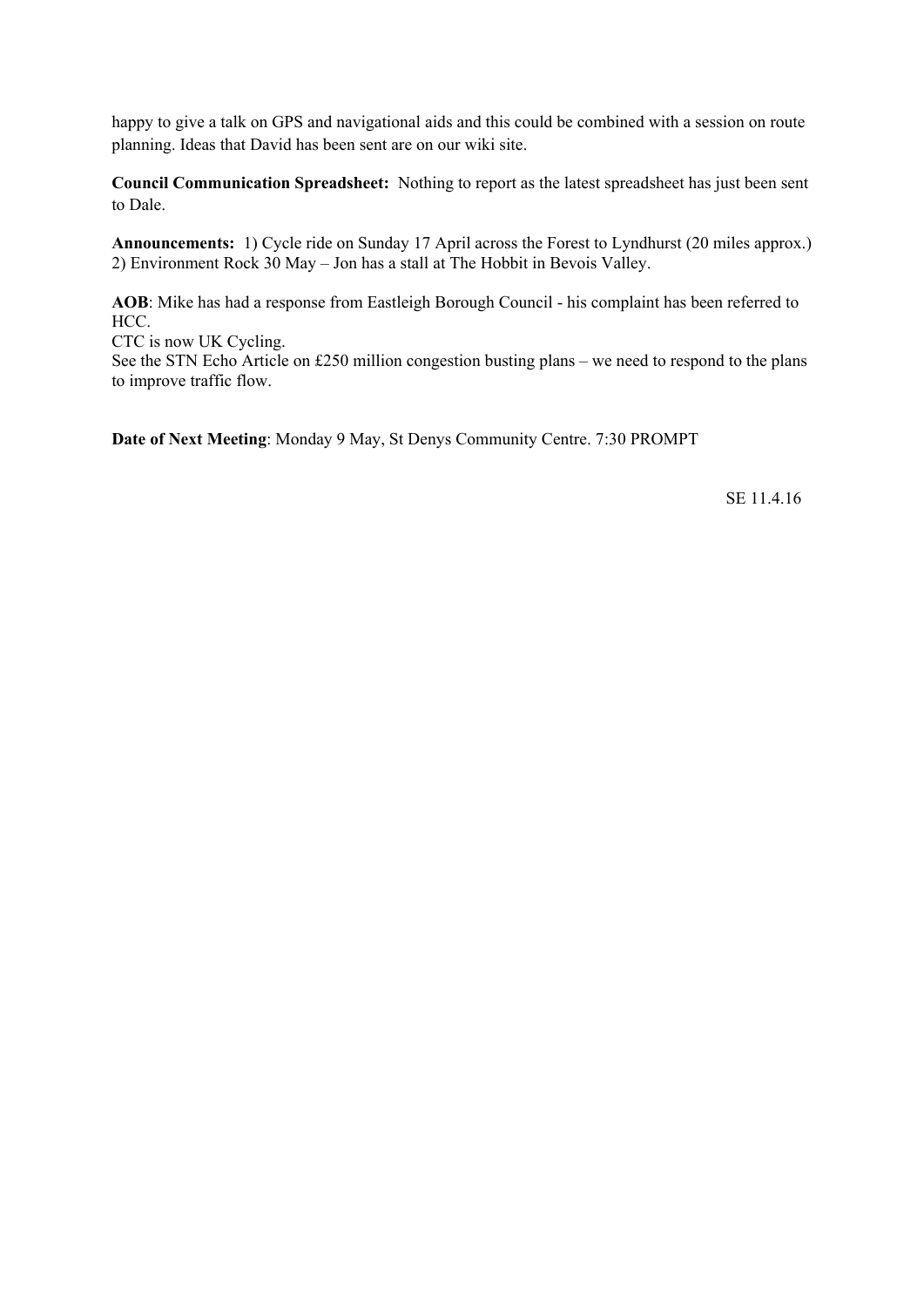happy to give a talk on GPS and navigational aids and this could be combined with a session on route planning. Ideas that David has been sent are on our wiki site.

**Council Communication Spreadsheet:** Nothing to report as the latest spreadsheet has just been sent to Dale.

**Announcements:** 1) Cycle ride on Sunday 17 April across the Forest to Lyndhurst (20 miles approx.)
2) Environment Rock 30 May – Jon has a stall at The Hobbit in Bevois Valley.

**AOB**: Mike has had a response from Eastleigh Borough Council - his complaint has been referred to HCC.
CTC is now UK Cycling.
See the STN Echo Article on £250 million congestion busting plans – we need to respond to the plans to improve traffic flow.

**Date of Next Meeting**: Monday 9 May, St Denys Community Centre. 7:30 PROMPT

SE 11.4.16